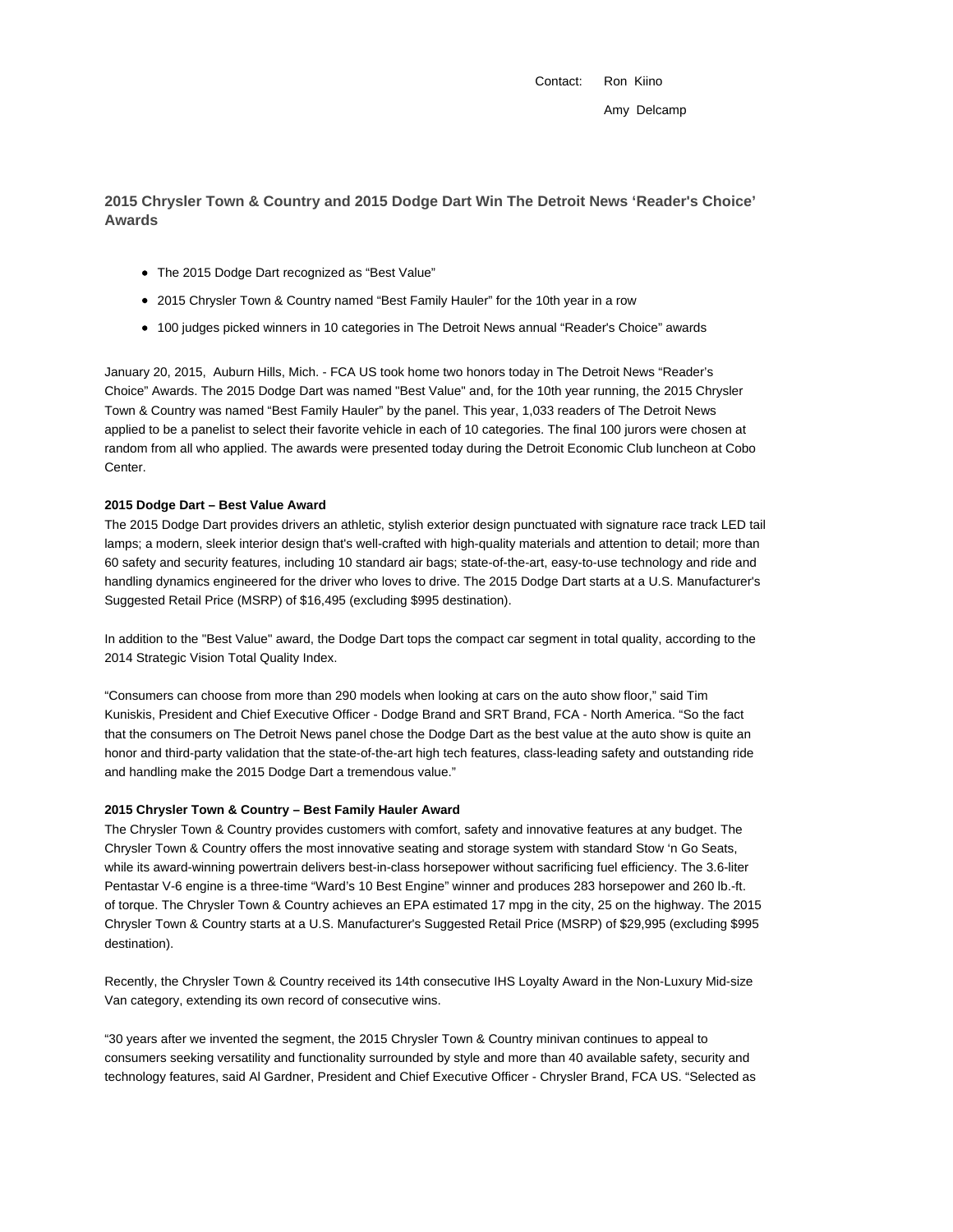Contact: Ron Kiino

Amy Delcamp

## 2015 Chrysler Town & Country and 2015 Dodge Dart Win The Detroit News 'Reader's Choice' Awards

- The 2015 Dodge Dart recognized as "Best Value"
- 2015 Chrysler Town & Country named "Best Family Hauler" for the 10th year in a row
- 100 judges picked winners in 10 categories in The Detroit News annual "Reader's Choice" awards

January 20, 2015, Auburn Hills, Mich. - FCA US took home two honors today in The Detroit News "Reader's Choice" Awards. The 2015 Dodge Dart was named "Best Value" and, for the 10th year running, the 2015 Chrysler Town & Country was named "Best Family Hauler" by the panel. This year, 1,033 readers of The Detroit News applied to be a panelist to select their favorite vehicle in each of 10 categories. The final 100 jurors were chosen at random from all who applied. The awards were presented today during the Detroit Economic Club luncheon at Cobo Center.

**2015 Dodge Dart – Best Value Award**

The 2015 Dodge Dart provides drivers an athletic, stylish exterior design punctuated with signature race track LED tail lamps; a modern, sleek interior design that's well-crafted with high-quality materials and attention to detail; more than 60 safety and security features, including 10 standard air bags; state-of-the-art, easy-to-use technology and ride and handling dynamics engineered for the driver who loves to drive. The 2015 Dodge Dart starts at a U.S. Manufacturer's Suggested Retail Price (MSRP) of $16,495 (excluding $995 destination).

In addition to the "Best Value" award, the Dodge Dart tops the compact car segment in total quality, according to the 2014 Strategic Vision Total Quality Index.

"Consumers can choose from more than 290 models when looking at cars on the auto show floor," said Tim Kuniskis, President and Chief Executive Officer - Dodge Brand and SRT Brand, FCA - North America. "So the fact that the consumers on The Detroit News panel chose the Dodge Dart as the best value at the auto show is quite an honor and third-party validation that the state-of-the-art high tech features, class-leading safety and outstanding ride and handling make the 2015 Dodge Dart a tremendous value."

**2015 Chrysler Town & Country – Best Family Hauler Award**

The Chrysler Town & Country provides customers with comfort, safety and innovative features at any budget. The Chrysler Town & Country offers the most innovative seating and storage system with standard Stow 'n Go Seats, while its award-winning powertrain delivers best-in-class horsepower without sacrificing fuel efficiency. The 3.6-liter Pentastar V-6 engine is a three-time "Ward's 10 Best Engine" winner and produces 283 horsepower and 260 lb.-ft. of torque. The Chrysler Town & Country achieves an EPA estimated 17 mpg in the city, 25 on the highway. The 2015 Chrysler Town & Country starts at a U.S. Manufacturer's Suggested Retail Price (MSRP) of $29,995 (excluding $995 destination).

Recently, the Chrysler Town & Country received its 14th consecutive IHS Loyalty Award in the Non-Luxury Mid-size Van category, extending its own record of consecutive wins.

"30 years after we invented the segment, the 2015 Chrysler Town & Country minivan continues to appeal to consumers seeking versatility and functionality surrounded by style and more than 40 available safety, security and technology features, said Al Gardner, President and Chief Executive Officer - Chrysler Brand, FCA US. "Selected as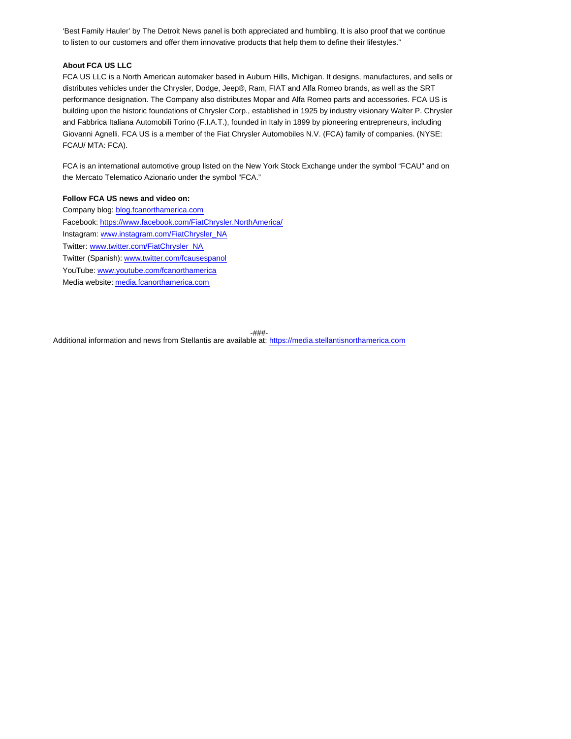'Best Family Hauler' by The Detroit News panel is both appreciated and humbling. It is also proof that we continue to listen to our customers and offer them innovative products that help them to define their lifestyles."

**About FCA US LLC**

FCA US LLC is a North American automaker based in Auburn Hills, Michigan. It designs, manufactures, and sells or distributes vehicles under the Chrysler, Dodge, Jeep®, Ram, FIAT and Alfa Romeo brands, as well as the SRT performance designation. The Company also distributes Mopar and Alfa Romeo parts and accessories. FCA US is building upon the historic foundations of Chrysler Corp., established in 1925 by industry visionary Walter P. Chrysler and Fabbrica Italiana Automobili Torino (F.I.A.T.), founded in Italy in 1899 by pioneering entrepreneurs, including Giovanni Agnelli. FCA US is a member of the Fiat Chrysler Automobiles N.V. (FCA) family of companies. (NYSE: FCAU/ MTA: FCA).

FCA is an international automotive group listed on the New York Stock Exchange under the symbol "FCAU" and on the Mercato Telematico Azionario under the symbol "FCA."

**Follow FCA US news and video on:**

Company blog: blog.fcanorthamerica.com
Facebook: https://www.facebook.com/FiatChrysler.NorthAmerica/
Instagram: www.instagram.com/FiatChrysler_NA
Twitter: www.twitter.com/FiatChrysler_NA
Twitter (Spanish): www.twitter.com/fcausespanol
YouTube: www.youtube.com/fcanorthamerica
Media website: media.fcanorthamerica.com

-###-

Additional information and news from Stellantis are available at: https://media.stellantisnorthamerica.com